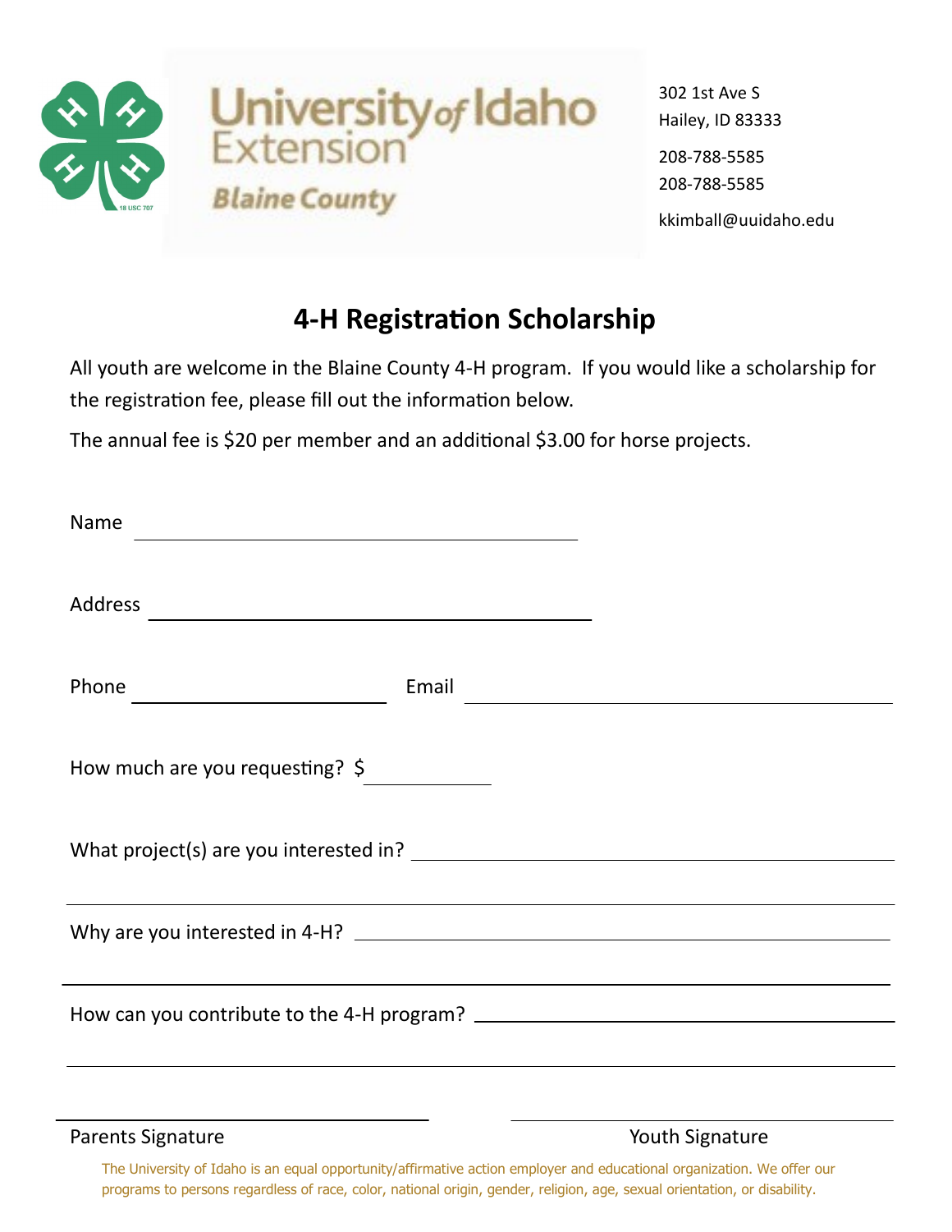University of Idaho Extension
Blaine County

302 1st Ave S
Hailey, ID 83333

208-788-5585
208-788-5585

kkimball@uuidaho.edu

# 4-H Registration Scholarship

All youth are welcome in the Blaine County 4-H program. If you would like a scholarship for the registration fee, please fill out the information below.

The annual fee is $20 per member and an additional $3.00 for horse projects.

Name ______________________________

Address ______________________________

Phone ________________ Email ______________________________

How much are you requesting? $________

What project(s) are you interested in? ______________________________

______________________________

Why are you interested in 4-H? ______________________________

______________________________

How can you contribute to the 4-H program? ______________________________

______________________________

______________________________ ______________________________

Parents Signature Youth Signature

The University of Idaho is an equal opportunity/affirmative action employer and educational organization. We offer our programs to persons regardless of race, color, national origin, gender, religion, age, sexual orientation, or disability.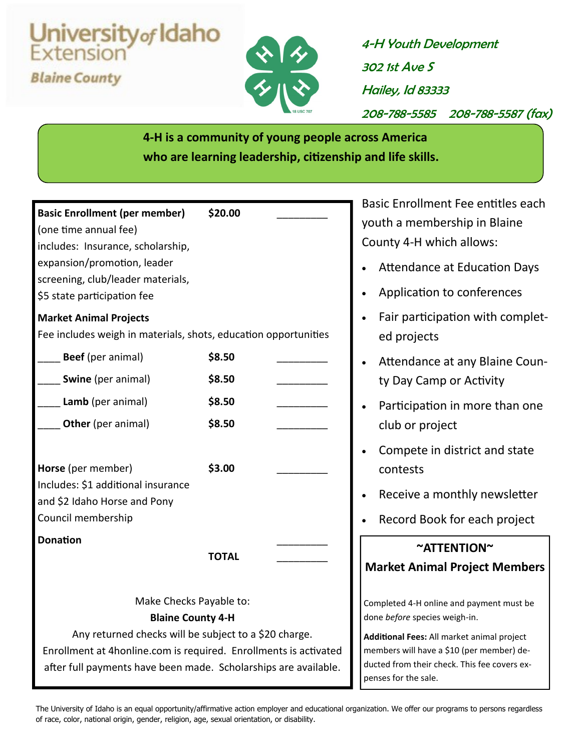University of Idaho Extension
**Blaine County**

*4-H Youth Development*
*302 1st Ave S*
*Hailey, Id 83333*
*208-788-5585 208-788-5587 (fax)*

**4-H is a community of young people across America who are learning leadership, citizenship and life skills.**

| | | |
|---|---|---|
| **Basic Enrollment (per member)** (one time annual fee) includes: Insurance, scholarship, expansion/promotion, leader screening, club/leader materials, $5 state participation fee | **$20.00** | ________ |
| **Market Animal Projects** Fee includes weigh in materials, shots, education opportunities | | |
| ____ **Beef** (per animal) | **$8.50** | ________ |
| ____ **Swine** (per animal) | **$8.50** | ________ |
| ____ **Lamb** (per animal) | **$8.50** | ________ |
| ____ **Other** (per animal) | **$8.50** | ________ |
| **Horse** (per member) Includes: $1 additional insurance and $2 Idaho Horse and Pony Council membership | **$3.00** | ________ |
| **Donation** | | ________ |
| | **TOTAL** | ________ |

Make Checks Payable to:
**Blaine County 4-H**
Any returned checks will be subject to a $20 charge.
Enrollment at 4honline.com is required. Enrollments is activated after full payments have been made. Scholarships are available.

Basic Enrollment Fee entitles each youth a membership in Blaine County 4-H which allows:

- Attendance at Education Days
- Application to conferences
- Fair participation with completed projects
- Attendance at any Blaine County Day Camp or Activity
- Participation in more than one club or project
- Compete in district and state contests
- Receive a monthly newsletter
- Record Book for each project

**~ATTENTION~**
**Market Animal Project Members**

Completed 4-H online and payment must be done *before* species weigh-in.

**Additional Fees:** All market animal project members will have a $10 (per member) deducted from their check. This fee covers expenses for the sale.

The University of Idaho is an equal opportunity/affirmative action employer and educational organization. We offer our programs to persons regardless of race, color, national origin, gender, religion, age, sexual orientation, or disability.